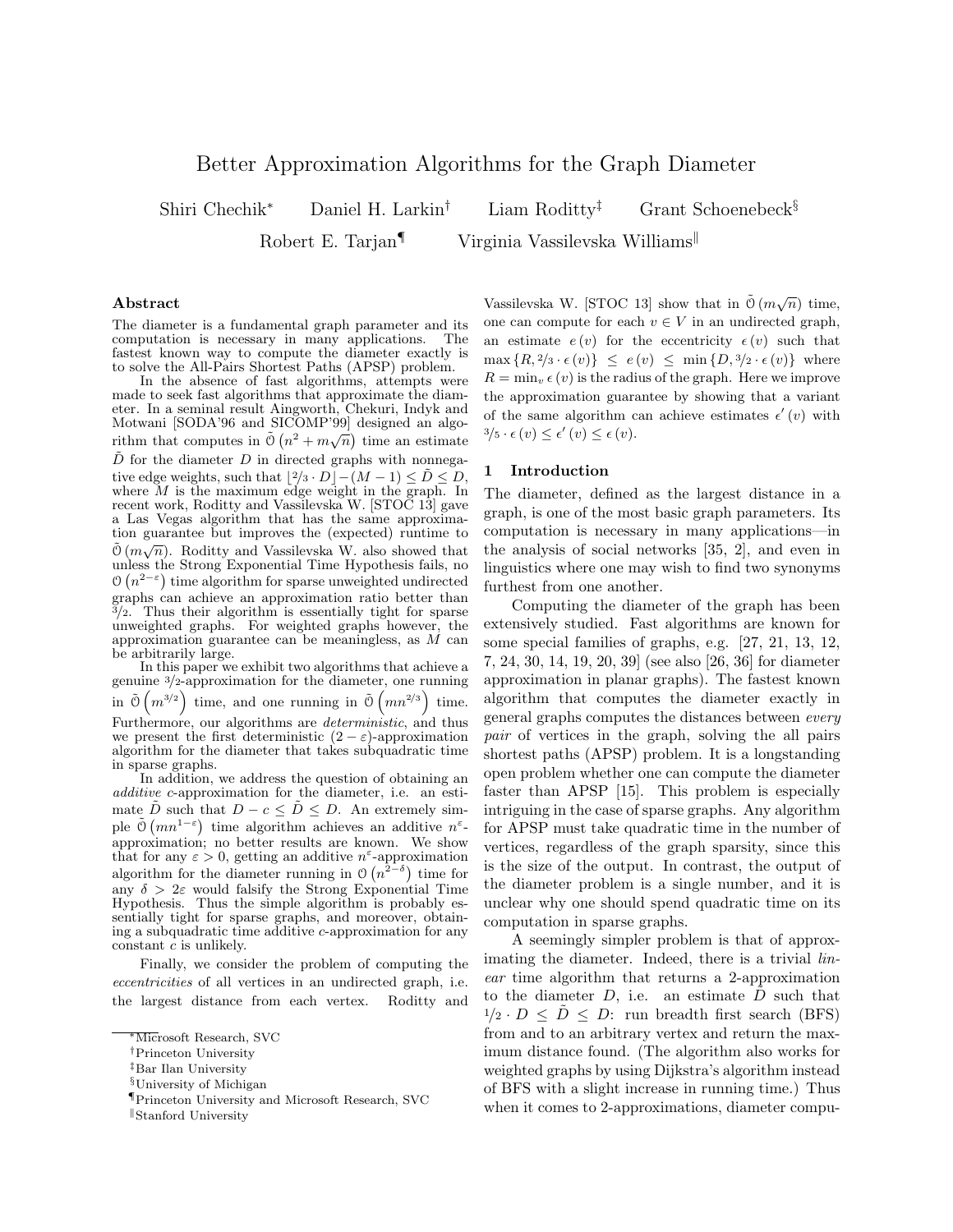# Better Approximation Algorithms for the Graph Diameter

Shiri Chechik[*] Daniel H. Larkin[†] Liam Roditty[‡] Grant Schoenebeck[§]

Robert E. Tarjan[¶] Virginia Vassilevska Williams[‖]

### Abstract

The diameter is a fundamental graph parameter and its computation is necessary in many applications. The fastest known way to compute the diameter exactly is to solve the All-Pairs Shortest Paths (APSP) problem.

In the absence of fast algorithms, attempts were made to seek fast algorithms that approximate the diameter. In a seminal result Aingworth, Chekuri, Indyk and Motwani [SODA'96 and SICOMP'99] designed an algorithm that computes in $\tilde{\mathcal{O}}\left(n^2 + m\sqrt{n}\right)$ time an estimate $\tilde{D}$ for the diameter $D$ in directed graphs with nonnegative edge weights, such that $\lfloor 2/3 \cdot D\rfloor - (M-1) \leq \tilde{D} \leq D$, where $M$ is the maximum edge weight in the graph. In recent work, Roditty and Vassilevska W. [STOC 13] gave a Las Vegas algorithm that has the same approximation guarantee but improves the (expected) runtime to $\tilde{\mathcal{O}}\left(m\sqrt{n}\right)$. Roditty and Vassilevska W. also showed that unless the Strong Exponential Time Hypothesis fails, no $\mathcal{O}\left(n^{2-\varepsilon}\right)$ time algorithm for sparse unweighted undirected graphs can achieve an approximation ratio better than $3/2$. Thus their algorithm is essentially tight for sparse unweighted graphs. For weighted graphs however, the approximation guarantee can be meaningless, as $M$ can be arbitrarily large.

In this paper we exhibit two algorithms that achieve a genuine $3/2$-approximation for the diameter, one running in $\tilde{\mathcal{O}}\left(m^{3/2}\right)$ time, and one running in $\tilde{\mathcal{O}}\left(mn^{2/3}\right)$ time. Furthermore, our algorithms are *deterministic*, and thus we present the first deterministic $(2-\varepsilon)$-approximation algorithm for the diameter that takes subquadratic time in sparse graphs.

In addition, we address the question of obtaining an *additive* $c$-approximation for the diameter, i.e. an estimate $\tilde{D}$ such that $D - c \leq \tilde{D} \leq D$. An extremely simple $\tilde{\mathcal{O}}\left(mn^{1-\varepsilon}\right)$ time algorithm achieves an additive $n^{\varepsilon}$-approximation; no better results are known. We show that for any $\varepsilon > 0$, getting an additive $n^{\varepsilon}$-approximation algorithm for the diameter running in $\mathcal{O}\left(n^{2-\delta}\right)$ time for any $\delta > 2\varepsilon$ would falsify the Strong Exponential Time Hypothesis. Thus the simple algorithm is probably essentially tight for sparse graphs, and moreover, obtaining a subquadratic time additive $c$-approximation for any constant $c$ is unlikely.

Finally, we consider the problem of computing the *eccentricities* of all vertices in an undirected graph, i.e. the largest distance from each vertex. Roditty and Vassilevska W. [STOC 13] show that in $\tilde{\mathcal{O}}\left(m\sqrt{n}\right)$ time, one can compute for each $v \in V$ in an undirected graph, an estimate $e(v)$ for the eccentricity $\epsilon(v)$ such that $\max\{R, 2/3 \cdot \epsilon(v)\} \leq e(v) \leq \min\{D, 3/2 \cdot \epsilon(v)\}$ where $R = \min_v \epsilon(v)$ is the radius of the graph. Here we improve the approximation guarantee by showing that a variant of the same algorithm can achieve estimates $\epsilon'(v)$ with $3/5 \cdot \epsilon(v) \leq \epsilon'(v) \leq \epsilon(v)$.

## 1 Introduction

The diameter, defined as the largest distance in a graph, is one of the most basic graph parameters. Its computation is necessary in many applications—in the analysis of social networks [35, 2], and even in linguistics where one may wish to find two synonyms furthest from one another.

Computing the diameter of the graph has been extensively studied. Fast algorithms are known for some special families of graphs, e.g. [27, 21, 13, 12, 7, 24, 30, 14, 19, 20, 39] (see also [26, 36] for diameter approximation in planar graphs). The fastest known algorithm that computes the diameter exactly in general graphs computes the distances between *every pair* of vertices in the graph, solving the all pairs shortest paths (APSP) problem. It is a longstanding open problem whether one can compute the diameter faster than APSP [15]. This problem is especially intriguing in the case of sparse graphs. Any algorithm for APSP must take quadratic time in the number of vertices, regardless of the graph sparsity, since this is the size of the output. In contrast, the output of the diameter problem is a single number, and it is unclear why one should spend quadratic time on its computation in sparse graphs.

A seemingly simpler problem is that of approximating the diameter. Indeed, there is a trivial *linear* time algorithm that returns a 2-approximation to the diameter $D$, i.e. an estimate $\tilde{D}$ such that $1/2 \cdot D \leq \tilde{D} \leq D$: run breadth first search (BFS) from and to an arbitrary vertex and return the maximum distance found. (The algorithm also works for weighted graphs by using Dijkstra's algorithm instead of BFS with a slight increase in running time.) Thus when it comes to 2-approximations, diameter compu-

---

[*]Microsoft Research, SVC

[†]Princeton University

[‡]Bar Ilan University

[§]University of Michigan

[¶]Princeton University and Microsoft Research, SVC

[‖]Stanford University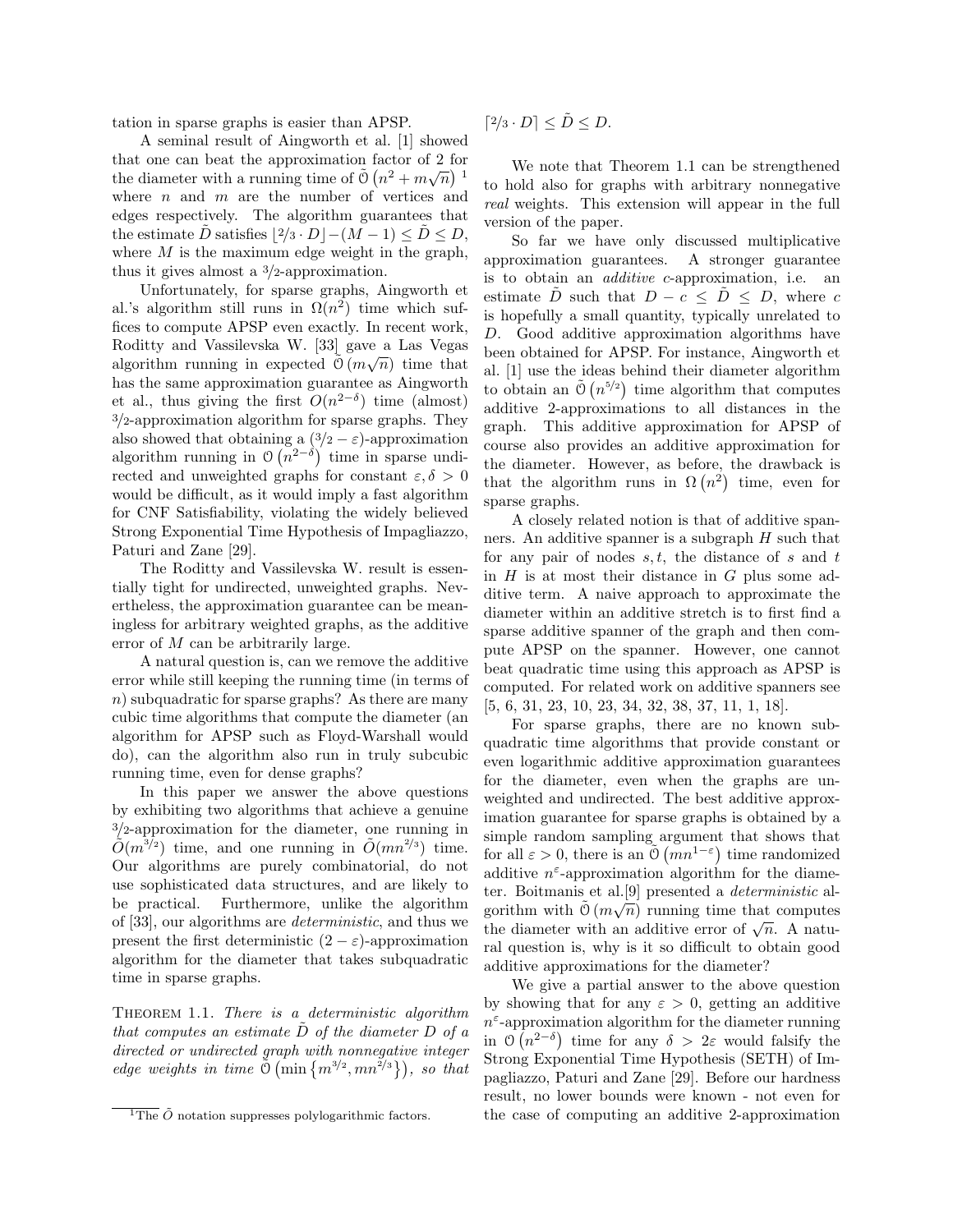tation in sparse graphs is easier than APSP.

A seminal result of Aingworth et al. [1] showed that one can beat the approximation factor of 2 for the diameter with a running time of $\tilde{O}\left(n^2 + m\sqrt{n}\right)$ [1] where $n$ and $m$ are the number of vertices and edges respectively. The algorithm guarantees that the estimate $\tilde{D}$ satisfies $\lfloor 2/3 \cdot D \rfloor - (M-1) \leq \tilde{D} \leq D$, where $M$ is the maximum edge weight in the graph, thus it gives almost a $3/2$-approximation.

Unfortunately, for sparse graphs, Aingworth et al.'s algorithm still runs in $\Omega(n^2)$ time which suffices to compute APSP even exactly. In recent work, Roditty and Vassilevska W. [33] gave a Las Vegas algorithm running in expected $\tilde{O}\left(m\sqrt{n}\right)$ time that has the same approximation guarantee as Aingworth et al., thus giving the first $O(n^{2-\delta})$ time (almost) $3/2$-approximation algorithm for sparse graphs. They also showed that obtaining a $(3/2 - \varepsilon)$-approximation algorithm running in $O\left(n^{2-\delta}\right)$ time in sparse undirected and unweighted graphs for constant $\varepsilon, \delta > 0$ would be difficult, as it would imply a fast algorithm for CNF Satisfiability, violating the widely believed Strong Exponential Time Hypothesis of Impagliazzo, Paturi and Zane [29].

The Roditty and Vassilevska W. result is essentially tight for undirected, unweighted graphs. Nevertheless, the approximation guarantee can be meaningless for arbitrary weighted graphs, as the additive error of $M$ can be arbitrarily large.

A natural question is, can we remove the additive error while still keeping the running time (in terms of $n$) subquadratic for sparse graphs? As there are many cubic time algorithms that compute the diameter (an algorithm for APSP such as Floyd-Warshall would do), can the algorithm also run in truly subcubic running time, even for dense graphs?

In this paper we answer the above questions by exhibiting two algorithms that achieve a genuine $3/2$-approximation for the diameter, one running in $\tilde{O}(m^{3/2})$ time, and one running in $\tilde{O}(mn^{2/3})$ time. Our algorithms are purely combinatorial, do not use sophisticated data structures, and are likely to be practical. Furthermore, unlike the algorithm of [33], our algorithms are *deterministic*, and thus we present the first deterministic $(2-\varepsilon)$-approximation algorithm for the diameter that takes subquadratic time in sparse graphs.

Theorem 1.1. *There is a deterministic algorithm that computes an estimate $\tilde{D}$ of the diameter $D$ of a directed or undirected graph with nonnegative integer edge weights in time $\tilde{O}\left(\min\left\{m^{3/2}, mn^{2/3}\right\}\right)$, so that* $\lceil 2/3 \cdot D \rceil \leq \tilde{D} \leq D$.

We note that Theorem 1.1 can be strengthened to hold also for graphs with arbitrary nonnegative *real* weights. This extension will appear in the full version of the paper.

So far we have only discussed multiplicative approximation guarantees. A stronger guarantee is to obtain an *additive* $c$-approximation, i.e. an estimate $\tilde{D}$ such that $D - c \leq \tilde{D} \leq D$, where $c$ is hopefully a small quantity, typically unrelated to $D$. Good additive approximation algorithms have been obtained for APSP. For instance, Aingworth et al. [1] use the ideas behind their diameter algorithm to obtain an $\tilde{O}\left(n^{5/2}\right)$ time algorithm that computes additive 2-approximations to all distances in the graph. This additive approximation for APSP of course also provides an additive approximation for the diameter. However, as before, the drawback is that the algorithm runs in $\Omega\left(n^2\right)$ time, even for sparse graphs.

A closely related notion is that of additive spanners. An additive spanner is a subgraph $H$ such that for any pair of nodes $s, t$, the distance of $s$ and $t$ in $H$ is at most their distance in $G$ plus some additive term. A naive approach to approximate the diameter within an additive stretch is to first find a sparse additive spanner of the graph and then compute APSP on the spanner. However, one cannot beat quadratic time using this approach as APSP is computed. For related work on additive spanners see [5, 6, 31, 23, 10, 23, 34, 32, 38, 37, 11, 1, 18].

For sparse graphs, there are no known subquadratic time algorithms that provide constant or even logarithmic additive approximation guarantees for the diameter, even when the graphs are unweighted and undirected. The best additive approximation guarantee for sparse graphs is obtained by a simple random sampling argument that shows that for all $\varepsilon > 0$, there is an $\tilde{O}\left(mn^{1-\varepsilon}\right)$ time randomized additive $n^{\varepsilon}$-approximation algorithm for the diameter. Boitmanis et al.[9] presented a *deterministic* algorithm with $\tilde{O}\left(m\sqrt{n}\right)$ running time that computes the diameter with an additive error of $\sqrt{n}$. A natural question is, why is it so difficult to obtain good additive approximations for the diameter?

We give a partial answer to the above question by showing that for any $\varepsilon > 0$, getting an additive $n^{\varepsilon}$-approximation algorithm for the diameter running in $O\left(n^{2-\delta}\right)$ time for any $\delta > 2\varepsilon$ would falsify the Strong Exponential Time Hypothesis (SETH) of Impagliazzo, Paturi and Zane [29]. Before our hardness result, no lower bounds were known - not even for the case of computing an additive 2-approximation

[1] The $\tilde{O}$ notation suppresses polylogarithmic factors.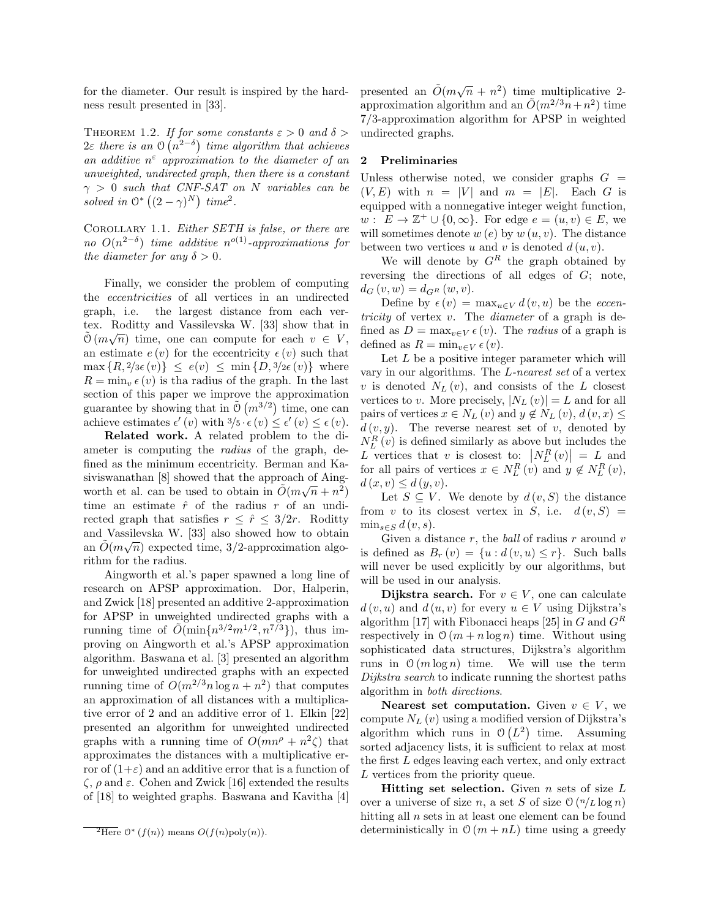for the diameter. Our result is inspired by the hardness result presented in [33].

THEOREM 1.2. *If for some constants $\varepsilon > 0$ and $\delta > 2\varepsilon$ there is an $\mathcal{O}\left(n^{2-\delta}\right)$ time algorithm that achieves an additive $n^{\varepsilon}$ approximation to the diameter of an unweighted, undirected graph, then there is a constant $\gamma > 0$ such that CNF-SAT on $N$ variables can be solved in $\mathcal{O}^*\left((2-\gamma)^N\right)$ time*[2].

COROLLARY 1.1. *Either SETH is false, or there are no $O(n^{2-\delta})$ time additive $n^{o(1)}$-approximations for the diameter for any $\delta > 0$.*

Finally, we consider the problem of computing the *eccentricities* of all vertices in an undirected graph, i.e. the largest distance from each vertex. Roditty and Vassilevska W. [33] show that in $\tilde{\mathcal{O}}(m\sqrt{n})$ time, one can compute for each $v \in V$, an estimate $e(v)$ for the eccentricity $\epsilon(v)$ such that $\max\{R, 2/3\epsilon(v)\} \le e(v) \le \min\{D, 3/2\epsilon(v)\}$ where $R = \min_v \epsilon(v)$ is tha radius of the graph. In the last section of this paper we improve the approximation guarantee by showing that in $\tilde{\mathcal{O}}\left(m^{3/2}\right)$ time, one can achieve estimates $\epsilon'(v)$ with $3/5 \cdot \epsilon(v) \le \epsilon'(v) \le \epsilon(v)$.

**Related work.** A related problem to the diameter is computing the *radius* of the graph, defined as the minimum eccentricity. Berman and Kasiviswanathan [8] showed that the approach of Aingworth et al. can be used to obtain in $\tilde{O}(m\sqrt{n}+n^2)$ time an estimate $\hat{r}$ of the radius $r$ of an undirected graph that satisfies $r \le \hat{r} \le 3/2r$. Roditty and Vassilevska W. [33] also showed how to obtain an $\tilde{O}(m\sqrt{n})$ expected time, 3/2-approximation algorithm for the radius.

Aingworth et al.'s paper spawned a long line of research on APSP approximation. Dor, Halperin, and Zwick [18] presented an additive 2-approximation for APSP in unweighted undirected graphs with a running time of $\tilde{O}(\min\{n^{3/2}m^{1/2}, n^{7/3}\})$, thus improving on Aingworth et al.'s APSP approximation algorithm. Baswana et al. [3] presented an algorithm for unweighted undirected graphs with an expected running time of $O(m^{2/3}n\log n + n^2)$ that computes an approximation of all distances with a multiplicative error of 2 and an additive error of 1. Elkin [22] presented an algorithm for unweighted undirected graphs with a running time of $O(mn^{\rho} + n^2\zeta)$ that approximates the distances with a multiplicative error of $(1+\varepsilon)$ and an additive error that is a function of $\zeta$, $\rho$ and $\varepsilon$. Cohen and Zwick [16] extended the results of [18] to weighted graphs. Baswana and Kavitha [4] presented an $\tilde{O}(m\sqrt{n}+n^2)$ time multiplicative 2-approximation algorithm and an $\tilde{O}(m^{2/3}n+n^2)$ time 7/3-approximation algorithm for APSP in weighted undirected graphs.

## 2 Preliminaries

Unless otherwise noted, we consider graphs $G = (V, E)$ with $n = |V|$ and $m = |E|$. Each $G$ is equipped with a nonnegative integer weight function, $w: E \to \mathbb{Z}^+ \cup \{0, \infty\}$. For edge $e = (u, v) \in E$, we will sometimes denote $w(e)$ by $w(u, v)$. The distance between two vertices $u$ and $v$ is denoted $d(u, v)$.

We will denote by $G^R$ the graph obtained by reversing the directions of all edges of $G$; note, $d_G(v, w) = d_{G^R}(w, v)$.

Define by $\epsilon(v) = \max_{u \in V} d(v, u)$ be the *eccentricity* of vertex $v$. The *diameter* of a graph is defined as $D = \max_{v \in V} \epsilon(v)$. The *radius* of a graph is defined as $R = \min_{v \in V} \epsilon(v)$.

Let $L$ be a positive integer parameter which will vary in our algorithms. The *L-nearest set* of a vertex $v$ is denoted $N_L(v)$, and consists of the $L$ closest vertices to $v$. More precisely, $|N_L(v)| = L$ and for all pairs of vertices $x \in N_L(v)$ and $y \notin N_L(v)$, $d(v, x) \le d(v, y)$. The reverse nearest set of $v$, denoted by $N_L^R(v)$ is defined similarly as above but includes the $L$ vertices that $v$ is closest to: $\left|N_L^R(v)\right| = L$ and for all pairs of vertices $x \in N_L^R(v)$ and $y \notin N_L^R(v)$, $d(x, v) \le d(y, v)$.

Let $S \subseteq V$. We denote by $d(v, S)$ the distance from $v$ to its closest vertex in $S$, i.e. $d(v, S) = \min_{s \in S} d(v, s)$.

Given a distance $r$, the *ball* of radius $r$ around $v$ is defined as $B_r(v) = \{u : d(v, u) \le r\}$. Such balls will never be used explicitly by our algorithms, but will be used in our analysis.

**Dijkstra search.** For $v \in V$, one can calculate $d(v, u)$ and $d(u, v)$ for every $u \in V$ using Dijkstra's algorithm [17] with Fibonacci heaps [25] in $G$ and $G^R$ respectively in $\mathcal{O}(m + n\log n)$ time. Without using sophisticated data structures, Dijkstra's algorithm runs in $\mathcal{O}(m\log n)$ time. We will use the term *Dijkstra search* to indicate running the shortest paths algorithm in *both directions*.

**Nearest set computation.** Given $v \in V$, we compute $N_L(v)$ using a modified version of Dijkstra's algorithm which runs in $\mathcal{O}\left(L^2\right)$ time. Assuming sorted adjacency lists, it is sufficient to relax at most the first $L$ edges leaving each vertex, and only extract $L$ vertices from the priority queue.

**Hitting set selection.** Given $n$ sets of size $L$ over a universe of size $n$, a set $S$ of size $\mathcal{O}(n/L \log n)$ hitting all $n$ sets in at least one element can be found deterministically in $\mathcal{O}(m + nL)$ time using a greedy

[2] Here $\mathcal{O}^*(f(n))$ means $O(f(n)\text{poly}(n))$.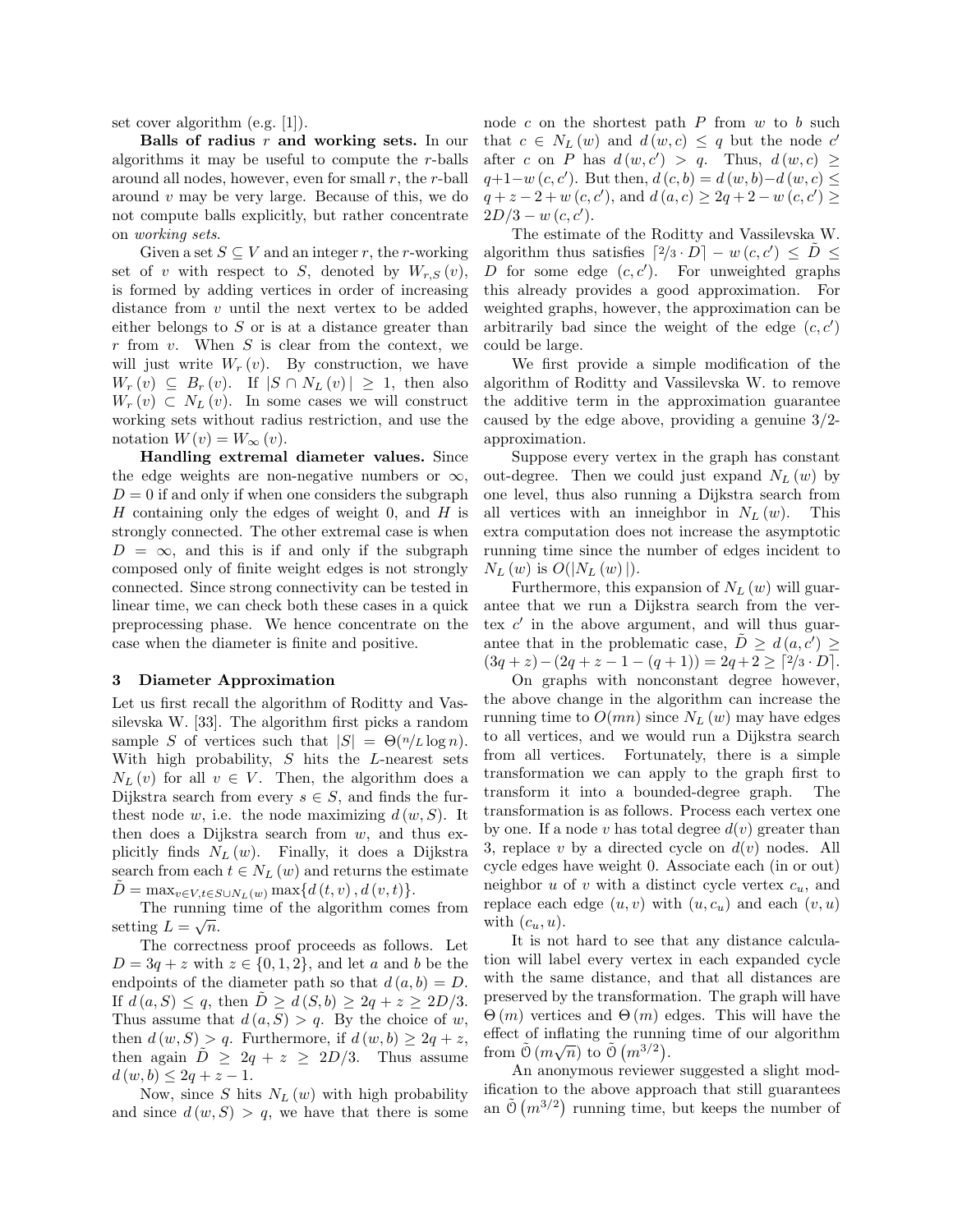set cover algorithm (e.g. [1]).

**Balls of radius $r$ and working sets.** In our algorithms it may be useful to compute the $r$-balls around all nodes, however, even for small $r$, the $r$-ball around $v$ may be very large. Because of this, we do not compute balls explicitly, but rather concentrate on *working sets*.

Given a set $S \subseteq V$ and an integer $r$, the $r$-working set of $v$ with respect to $S$, denoted by $W_{r,S}(v)$, is formed by adding vertices in order of increasing distance from $v$ until the next vertex to be added either belongs to $S$ or is at a distance greater than $r$ from $v$. When $S$ is clear from the context, we will just write $W_r(v)$. By construction, we have $W_r(v) \subseteq B_r(v)$. If $|S \cap N_L(v)| \geq 1$, then also $W_r(v) \subset N_L(v)$. In some cases we will construct working sets without radius restriction, and use the notation $W(v) = W_\infty(v)$.

**Handling extremal diameter values.** Since the edge weights are non-negative numbers or $\infty$, $D = 0$ if and only if when one considers the subgraph $H$ containing only the edges of weight 0, and $H$ is strongly connected. The other extremal case is when $D = \infty$, and this is if and only if the subgraph composed only of finite weight edges is not strongly connected. Since strong connectivity can be tested in linear time, we can check both these cases in a quick preprocessing phase. We hence concentrate on the case when the diameter is finite and positive.

## 3 Diameter Approximation

Let us first recall the algorithm of Roditty and Vassilevska W. [33]. The algorithm first picks a random sample $S$ of vertices such that $|S| = \Theta(n/L \log n)$. With high probability, $S$ hits the $L$-nearest sets $N_L(v)$ for all $v \in V$. Then, the algorithm does a Dijkstra search from every $s \in S$, and finds the furthest node $w$, i.e. the node maximizing $d(w, S)$. It then does a Dijkstra search from $w$, and thus explicitly finds $N_L(w)$. Finally, it does a Dijkstra search from each $t \in N_L(w)$ and returns the estimate $\tilde{D} = \max_{v \in V, t \in S \cup N_L(w)} \max\{d(t, v), d(v, t)\}$.

The running time of the algorithm comes from setting $L = \sqrt{n}$.

The correctness proof proceeds as follows. Let $D = 3q + z$ with $z \in \{0, 1, 2\}$, and let $a$ and $b$ be the endpoints of the diameter path so that $d(a, b) = D$. If $d(a, S) \leq q$, then $\tilde{D} \geq d(S, b) \geq 2q + z \geq 2D/3$. Thus assume that $d(a, S) > q$. By the choice of $w$, then $d(w, S) > q$. Furthermore, if $d(w, b) \geq 2q + z$, then again $\tilde{D} \geq 2q + z \geq 2D/3$. Thus assume $d(w, b) \leq 2q + z - 1$.

Now, since $S$ hits $N_L(w)$ with high probability and since $d(w, S) > q$, we have that there is some node $c$ on the shortest path $P$ from $w$ to $b$ such that $c \in N_L(w)$ and $d(w, c) \leq q$ but the node $c'$ after $c$ on $P$ has $d(w, c') > q$. Thus, $d(w, c) \geq q + 1 - w(c, c')$. But then, $d(c, b) = d(w, b) - d(w, c) \leq q + z - 2 + w(c, c')$, and $d(a, c) \geq 2q + 2 - w(c, c') \geq 2D/3 - w(c, c')$.

The estimate of the Roditty and Vassilevska W. algorithm thus satisfies $\lceil 2/3 \cdot D \rceil - w(c, c') \leq \tilde{D} \leq D$ for some edge $(c, c')$. For unweighted graphs this already provides a good approximation. For weighted graphs, however, the approximation can be arbitrarily bad since the weight of the edge $(c, c')$ could be large.

We first provide a simple modification of the algorithm of Roditty and Vassilevska W. to remove the additive term in the approximation guarantee caused by the edge above, providing a genuine 3/2-approximation.

Suppose every vertex in the graph has constant out-degree. Then we could just expand $N_L(w)$ by one level, thus also running a Dijkstra search from all vertices with an inneighbor in $N_L(w)$. This extra computation does not increase the asymptotic running time since the number of edges incident to $N_L(w)$ is $O(|N_L(w)|)$.

Furthermore, this expansion of $N_L(w)$ will guarantee that we run a Dijkstra search from the vertex $c'$ in the above argument, and will thus guarantee that in the problematic case, $\tilde{D} \geq d(a, c') \geq (3q + z) - (2q + z - 1 - (q + 1)) = 2q + 2 \geq \lceil 2/3 \cdot D \rceil$.

On graphs with nonconstant degree however, the above change in the algorithm can increase the running time to $O(mn)$ since $N_L(w)$ may have edges to all vertices, and we would run a Dijkstra search from all vertices. Fortunately, there is a simple transformation we can apply to the graph first to transform it into a bounded-degree graph. The transformation is as follows. Process each vertex one by one. If a node $v$ has total degree $d(v)$ greater than 3, replace $v$ by a directed cycle on $d(v)$ nodes. All cycle edges have weight 0. Associate each (in or out) neighbor $u$ of $v$ with a distinct cycle vertex $c_u$, and replace each edge $(u, v)$ with $(u, c_u)$ and each $(v, u)$ with $(c_u, u)$.

It is not hard to see that any distance calculation will label every vertex in each expanded cycle with the same distance, and that all distances are preserved by the transformation. The graph will have $\Theta(m)$ vertices and $\Theta(m)$ edges. This will have the effect of inflating the running time of our algorithm from $\tilde{O}(m\sqrt{n})$ to $\tilde{O}(m^{3/2})$.

An anonymous reviewer suggested a slight modification to the above approach that still guarantees an $\tilde{O}(m^{3/2})$ running time, but keeps the number of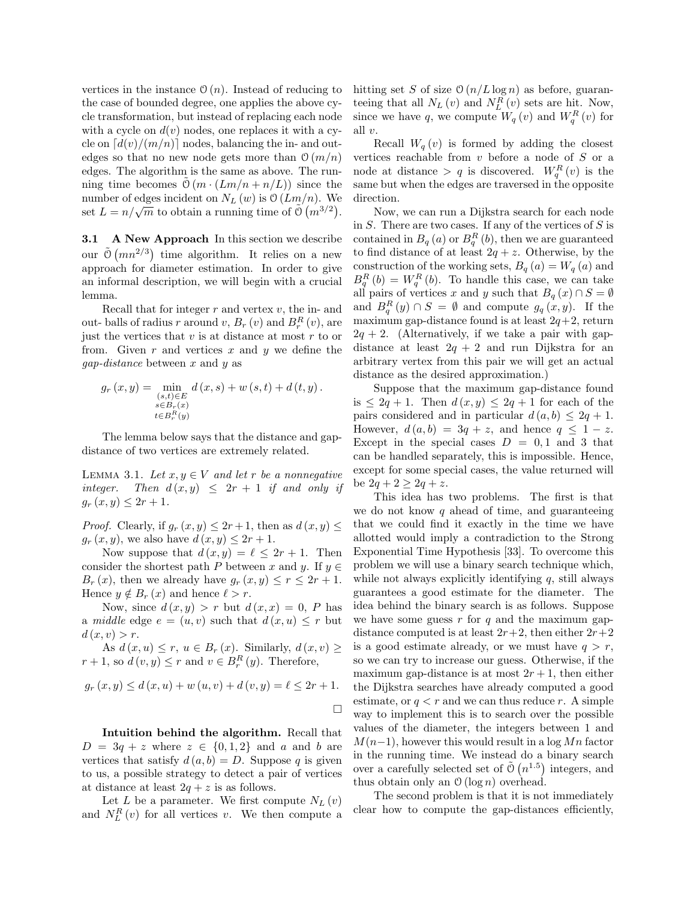vertices in the instance $\mathcal{O}(n)$. Instead of reducing to the case of bounded degree, one applies the above cycle transformation, but instead of replacing each node with a cycle on $d(v)$ nodes, one replaces it with a cycle on $\lceil d(v)/(m/n) \rceil$ nodes, balancing the in- and out-edges so that no new node gets more than $\mathcal{O}(m/n)$ edges. The algorithm is the same as above. The running time becomes $\tilde{\mathcal{O}}(m \cdot (Lm/n + n/L))$ since the number of edges incident on $N_L(w)$ is $\mathcal{O}(Lm/n)$. We set $L = n/\sqrt{m}$ to obtain a running time of $\tilde{\mathcal{O}}(m^{3/2})$.

### 3.1 A New Approach

In this section we describe our $\tilde{\mathcal{O}}(mn^{2/3})$ time algorithm. It relies on a new approach for diameter estimation. In order to give an informal description, we will begin with a crucial lemma.

Recall that for integer $r$ and vertex $v$, the in- and out- balls of radius $r$ around $v$, $B_r(v)$ and $B_r^R(v)$, are just the vertices that $v$ is at distance at most $r$ to or from. Given $r$ and vertices $x$ and $y$ we define the *gap-distance* between $x$ and $y$ as

$$g_r(x, y) = \min_{\substack{(s,t) \in E \\ s \in B_r(x) \\ t \in B_r^R(y)}} d(x, s) + w(s, t) + d(t, y).$$

The lemma below says that the distance and gap-distance of two vertices are extremely related.

**Lemma 3.1.** *Let $x, y \in V$ and let $r$ be a nonnegative integer. Then $d(x, y) \le 2r + 1$ if and only if $g_r(x, y) \le 2r + 1$.*

*Proof.* Clearly, if $g_r(x, y) \le 2r+1$, then as $d(x, y) \le g_r(x, y)$, we also have $d(x, y) \le 2r + 1$.

Now suppose that $d(x, y) = \ell \le 2r + 1$. Then consider the shortest path $P$ between $x$ and $y$. If $y \in B_r(x)$, then we already have $g_r(x, y) \le r \le 2r + 1$. Hence $y \notin B_r(x)$ and hence $\ell > r$.

Now, since $d(x, y) > r$ but $d(x, x) = 0$, $P$ has a *middle* edge $e = (u, v)$ such that $d(x, u) \le r$ but $d(x, v) > r$.

As $d(x, u) \le r$, $u \in B_r(x)$. Similarly, $d(x, v) \ge r + 1$, so $d(v, y) \le r$ and $v \in B_r^R(y)$. Therefore,

$$g_r(x, y) \le d(x, u) + w(u, v) + d(v, y) = \ell \le 2r + 1.$$

□

**Intuition behind the algorithm.** Recall that $D = 3q + z$ where $z \in \{0, 1, 2\}$ and $a$ and $b$ are vertices that satisfy $d(a, b) = D$. Suppose $q$ is given to us, a possible strategy to detect a pair of vertices at distance at least $2q + z$ is as follows.

Let $L$ be a parameter. We first compute $N_L(v)$ and $N_L^R(v)$ for all vertices $v$. We then compute a hitting set $S$ of size $\mathcal{O}(n/L \log n)$ as before, guaranteeing that all $N_L(v)$ and $N_L^R(v)$ sets are hit. Now, since we have $q$, we compute $W_q(v)$ and $W_q^R(v)$ for all $v$.

Recall $W_q(v)$ is formed by adding the closest vertices reachable from $v$ before a node of $S$ or a node at distance $> q$ is discovered. $W_q^R(v)$ is the same but when the edges are traversed in the opposite direction.

Now, we can run a Dijkstra search for each node in $S$. There are two cases. If any of the vertices of $S$ is contained in $B_q(a)$ or $B_q^R(b)$, then we are guaranteed to find distance of at least $2q + z$. Otherwise, by the construction of the working sets, $B_q(a) = W_q(a)$ and $B_q^R(b) = W_q^R(b)$. To handle this case, we can take all pairs of vertices $x$ and $y$ such that $B_q(x) \cap S = \emptyset$ and $B_q^R(y) \cap S = \emptyset$ and compute $g_q(x, y)$. If the maximum gap-distance found is at least $2q+2$, return $2q + 2$. (Alternatively, if we take a pair with gap-distance at least $2q + 2$ and run Dijkstra for an arbitrary vertex from this pair we will get an actual distance as the desired approximation.)

Suppose that the maximum gap-distance found is $\le 2q + 1$. Then $d(x, y) \le 2q + 1$ for each of the pairs considered and in particular $d(a, b) \le 2q + 1$. However, $d(a, b) = 3q + z$, and hence $q \le 1 - z$. Except in the special cases $D = 0, 1$ and $3$ that can be handled separately, this is impossible. Hence, except for some special cases, the value returned will be $2q + 2 \ge 2q + z$.

This idea has two problems. The first is that we do not know $q$ ahead of time, and guaranteeing that we could find it exactly in the time we have allotted would imply a contradiction to the Strong Exponential Time Hypothesis [33]. To overcome this problem we will use a binary search technique which, while not always explicitly identifying $q$, still always guarantees a good estimate for the diameter. The idea behind the binary search is as follows. Suppose we have some guess $r$ for $q$ and the maximum gap-distance computed is at least $2r+2$, then either $2r+2$ is a good estimate already, or we must have $q > r$, so we can try to increase our guess. Otherwise, if the maximum gap-distance is at most $2r + 1$, then either the Dijkstra searches have already computed a good estimate, or $q < r$ and we can thus reduce $r$. A simple way to implement this is to search over the possible values of the diameter, the integers between 1 and $M(n-1)$, however this would result in a $\log Mn$ factor in the running time. We instead do a binary search over a carefully selected set of $\tilde{\mathcal{O}}(n^{1.5})$ integers, and thus obtain only an $\mathcal{O}(\log n)$ overhead.

The second problem is that it is not immediately clear how to compute the gap-distances efficiently,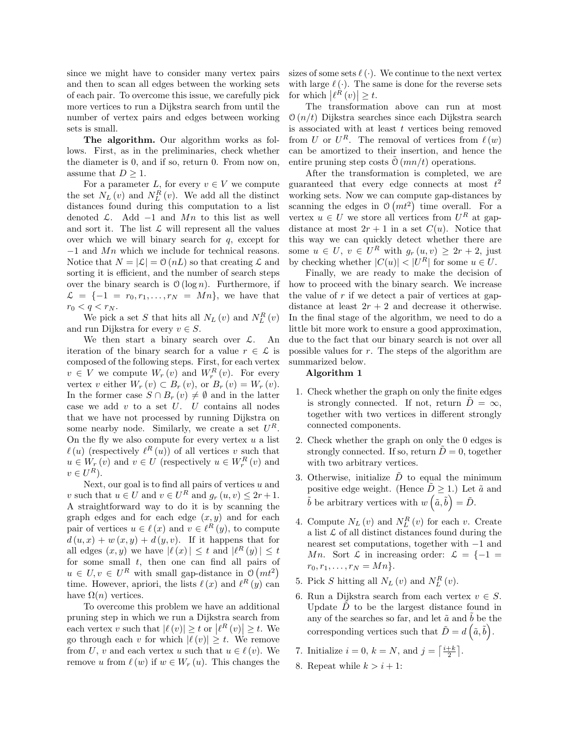since we might have to consider many vertex pairs and then to scan all edges between the working sets of each pair. To overcome this issue, we carefully pick more vertices to run a Dijkstra search from until the number of vertex pairs and edges between working sets is small.

**The algorithm.** Our algorithm works as follows. First, as in the preliminaries, check whether the diameter is 0, and if so, return 0. From now on, assume that $D \geq 1$.

For a parameter $L$, for every $v \in V$ we compute the set $N_L(v)$ and $N_L^R(v)$. We add all the distinct distances found during this computation to a list denoted $\mathcal{L}$. Add $-1$ and $Mn$ to this list as well and sort it. The list $\mathcal{L}$ will represent all the values over which we will binary search for $q$, except for $-1$ and $Mn$ which we include for technical reasons. Notice that $N = |\mathcal{L}| = \mathcal{O}(nL)$ so that creating $\mathcal{L}$ and sorting it is efficient, and the number of search steps over the binary search is $\mathcal{O}(\log n)$. Furthermore, if $\mathcal{L} = \{-1 = r_0, r_1, \ldots, r_N = Mn\}$, we have that $r_0 < q < r_N$.

We pick a set $S$ that hits all $N_L(v)$ and $N_L^R(v)$ and run Dijkstra for every $v \in S$.

We then start a binary search over $\mathcal{L}$. An iteration of the binary search for a value $r \in \mathcal{L}$ is composed of the following steps. First, for each vertex $v \in V$ we compute $W_r(v)$ and $W_r^R(v)$. For every vertex $v$ either $W_r(v) \subset B_r(v)$, or $B_r(v) = W_r(v)$. In the former case $S \cap B_r(v) \neq \emptyset$ and in the latter case we add $v$ to a set $U$. $U$ contains all nodes that we have not processed by running Dijkstra on some nearby node. Similarly, we create a set $U^R$. On the fly we also compute for every vertex $u$ a list $\ell(u)$ (respectively $\ell^R(u)$) of all vertices $v$ such that $u \in W_r(v)$ and $v \in U$ (respectively $u \in W_r^R(v)$ and $v \in U^R$).

Next, our goal is to find all pairs of vertices $u$ and $v$ such that $u \in U$ and $v \in U^R$ and $g_r(u,v) \leq 2r+1$. A straightforward way to do it is by scanning the graph edges and for each edge $(x,y)$ and for each pair of vertices $u \in \ell(x)$ and $v \in \ell^R(y)$, to compute $d(u,x) + w(x,y) + d(y,v)$. If it happens that for all edges $(x,y)$ we have $|\ell(x)| \leq t$ and $|\ell^R(y)| \leq t$ for some small $t$, then one can find all pairs of $u \in U, v \in U^R$ with small gap-distance in $\mathcal{O}(mt^2)$ time. However, apriori, the lists $\ell(x)$ and $\ell^R(y)$ can have $\Omega(n)$ vertices.

To overcome this problem we have an additional pruning step in which we run a Dijkstra search from each vertex $v$ such that $|\ell(v)| \geq t$ or $|\ell^R(v)| \geq t$. We go through each $v$ for which $|\ell(v)| \geq t$. We remove from $U$, $v$ and each vertex $u$ such that $u \in \ell(v)$. We remove $u$ from $\ell(w)$ if $w \in W_r(u)$. This changes the sizes of some sets $\ell(\cdot)$. We continue to the next vertex with large $\ell(\cdot)$. The same is done for the reverse sets for which $|\ell^R(v)| \geq t$.

The transformation above can run at most $\mathcal{O}(n/t)$ Dijkstra searches since each Dijkstra search is associated with at least $t$ vertices being removed from $U$ or $U^R$. The removal of vertices from $\ell(w)$ can be amortized to their insertion, and hence the entire pruning step costs $\tilde{\mathcal{O}}(mn/t)$ operations.

After the transformation is completed, we are guaranteed that every edge connects at most $t^2$ working sets. Now we can compute gap-distances by scanning the edges in $\mathcal{O}(mt^2)$ time overall. For a vertex $u \in U$ we store all vertices from $U^R$ at gap-distance at most $2r+1$ in a set $C(u)$. Notice that this way we can quickly detect whether there are some $u \in U$, $v \in U^R$ with $g_r(u,v) \geq 2r+2$, just by checking whether $|C(u)| < |U^R|$ for some $u \in U$.

Finally, we are ready to make the decision of how to proceed with the binary search. We increase the value of $r$ if we detect a pair of vertices at gap-distance at least $2r+2$ and decrease it otherwise. In the final stage of the algorithm, we need to do a little bit more work to ensure a good approximation, due to the fact that our binary search is not over all possible values for $r$. The steps of the algorithm are summarized below.

**Algorithm 1**

1. Check whether the graph on only the finite edges is strongly connected. If not, return $\tilde{D} = \infty$, together with two vertices in different strongly connected components.
2. Check whether the graph on only the 0 edges is strongly connected. If so, return $\tilde{D} = 0$, together with two arbitrary vertices.
3. Otherwise, initialize $\tilde{D}$ to equal the minimum positive edge weight. (Hence $\tilde{D} \geq 1$.) Let $\tilde{a}$ and $\tilde{b}$ be arbitrary vertices with $w\left(\tilde{a}, \tilde{b}\right) = \tilde{D}$.
4. Compute $N_L(v)$ and $N_L^R(v)$ for each $v$. Create a list $\mathcal{L}$ of all distinct distances found during the nearest set computations, together with $-1$ and $Mn$. Sort $\mathcal{L}$ in increasing order: $\mathcal{L} = \{-1 = r_0, r_1, \ldots, r_N = Mn\}$.
5. Pick $S$ hitting all $N_L(v)$ and $N_L^R(v)$.
6. Run a Dijkstra search from each vertex $v \in S$. Update $\tilde{D}$ to be the largest distance found in any of the searches so far, and let $\tilde{a}$ and $\tilde{b}$ be the corresponding vertices such that $\tilde{D} = d\left(\tilde{a}, \tilde{b}\right)$.
7. Initialize $i = 0$, $k = N$, and $j = \lceil \frac{i+k}{2} \rceil$.
8. Repeat while $k > i+1$: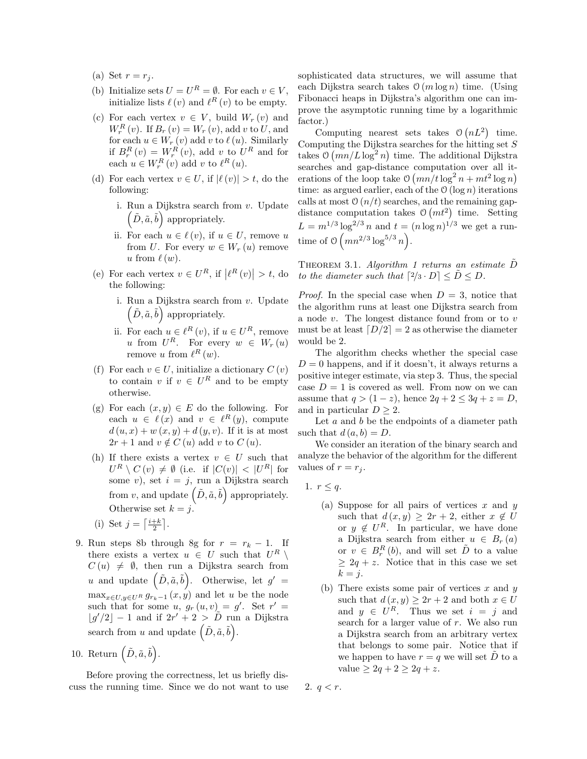(a) Set $r = r_j$.

(b) Initialize sets $U = U^R = \emptyset$. For each $v \in V$, initialize lists $\ell(v)$ and $\ell^R(v)$ to be empty.

(c) For each vertex $v \in V$, build $W_r(v)$ and $W_r^R(v)$. If $B_r(v) = W_r(v)$, add $v$ to $U$, and for each $u \in W_r(v)$ add $v$ to $\ell(u)$. Similarly if $B_r^R(v) = W_r^R(v)$, add $v$ to $U^R$ and for each $u \in W_r^R(v)$ add $v$ to $\ell^R(u)$.

(d) For each vertex $v \in U$, if $|\ell(v)| > t$, do the following:

   i. Run a Dijkstra search from $v$. Update $\left(\tilde{D}, \tilde{a}, \tilde{b}\right)$ appropriately.

   ii. For each $u \in \ell(v)$, if $u \in U$, remove $u$ from $U$. For every $w \in W_r(u)$ remove $u$ from $\ell(w)$.

(e) For each vertex $v \in U^R$, if $\left|\ell^R(v)\right| > t$, do the following:

   i. Run a Dijkstra search from $v$. Update $\left(\tilde{D}, \tilde{a}, \tilde{b}\right)$ appropriately.

   ii. For each $u \in \ell^R(v)$, if $u \in U^R$, remove $u$ from $U^R$. For every $w \in W_r(u)$ remove $u$ from $\ell^R(w)$.

(f) For each $v \in U$, initialize a dictionary $C(v)$ to contain $v$ if $v \in U^R$ and to be empty otherwise.

(g) For each $(x, y) \in E$ do the following. For each $u \in \ell(x)$ and $v \in \ell^R(y)$, compute $d(u, x) + w(x, y) + d(y, v)$. If it is at most $2r + 1$ and $v \notin C(u)$ add $v$ to $C(u)$.

(h) If there exists a vertex $v \in U$ such that $U^R \setminus C(v) \neq \emptyset$ (i.e. if $|C(v)| < |U^R|$ for some $v$), set $i = j$, run a Dijkstra search from $v$, and update $\left(\tilde{D}, \tilde{a}, \tilde{b}\right)$ appropriately. Otherwise set $k = j$.

(i) Set $j = \left\lceil \frac{i+k}{2} \right\rceil$.

9. Run steps 8b through 8g for $r = r_k - 1$. If there exists a vertex $u \in U$ such that $U^R \setminus C(u) \neq \emptyset$, then run a Dijkstra search from $u$ and update $\left(\tilde{D}, \tilde{a}, \tilde{b}\right)$. Otherwise, let $g' = \max_{x \in U, y \in U^R} g_{r_k - 1}(x, y)$ and let $u$ be the node such that for some $u$, $g_r(u, v) = g'$. Set $r' = \lfloor g'/2 \rfloor - 1$ and if $2r' + 2 > \tilde{D}$ run a Dijkstra search from $u$ and update $\left(\tilde{D}, \tilde{a}, \tilde{b}\right)$.

10. Return $\left(\tilde{D}, \tilde{a}, \tilde{b}\right)$.

Before proving the correctness, let us briefly discuss the running time. Since we do not want to use sophisticated data structures, we will assume that each Dijkstra search takes $\mathcal{O}(m \log n)$ time. (Using Fibonacci heaps in Dijkstra's algorithm one can improve the asymptotic running time by a logarithmic factor.)

Computing nearest sets takes $\mathcal{O}\left(nL^2\right)$ time. Computing the Dijkstra searches for the hitting set $S$ takes $\mathcal{O}\left(mn/L \log^2 n\right)$ time. The additional Dijkstra searches and gap-distance computation over all iterations of the loop take $\mathcal{O}\left(mn/t \log^2 n + mt^2 \log n\right)$ time: as argued earlier, each of the $\mathcal{O}(\log n)$ iterations calls at most $\mathcal{O}(n/t)$ searches, and the remaining gap-distance computation takes $\mathcal{O}\left(mt^2\right)$ time. Setting $L = m^{1/3} \log^{2/3} n$ and $t = (n \log n)^{1/3}$ we get a runtime of $\mathcal{O}\left(mn^{2/3} \log^{5/3} n\right)$.

THEOREM 3.1. *Algorithm 1 returns an estimate $\tilde{D}$ to the diameter such that $\lceil 2/3 \cdot D \rceil \leq \tilde{D} \leq D$.*

*Proof.* In the special case when $D = 3$, notice that the algorithm runs at least one Dijkstra search from a node $v$. The longest distance found from or to $v$ must be at least $\lceil D/2 \rceil = 2$ as otherwise the diameter would be 2.

The algorithm checks whether the special case $D = 0$ happens, and if it doesn't, it always returns a positive integer estimate, via step 3. Thus, the special case $D = 1$ is covered as well. From now on we can assume that $q > (1 - z)$, hence $2q + 2 \leq 3q + z = D$, and in particular $D \geq 2$.

Let $a$ and $b$ be the endpoints of a diameter path such that $d(a, b) = D$.

We consider an iteration of the binary search and analyze the behavior of the algorithm for the different values of $r = r_j$.

1. $r \leq q$.

   (a) Suppose for all pairs of vertices $x$ and $y$ such that $d(x, y) \geq 2r + 2$, either $x \notin U$ or $y \notin U^R$. In particular, we have done a Dijkstra search from either $u \in B_r(a)$ or $v \in B_r^R(b)$, and will set $\tilde{D}$ to a value $\geq 2q + z$. Notice that in this case we set $k = j$.

   (b) There exists some pair of vertices $x$ and $y$ such that $d(x, y) \geq 2r + 2$ and both $x \in U$ and $y \in U^R$. Thus we set $i = j$ and search for a larger value of $r$. We also run a Dijkstra search from an arbitrary vertex that belongs to some pair. Notice that if we happen to have $r = q$ we will set $\tilde{D}$ to a value $\geq 2q + 2 \geq 2q + z$.

2. $q < r$.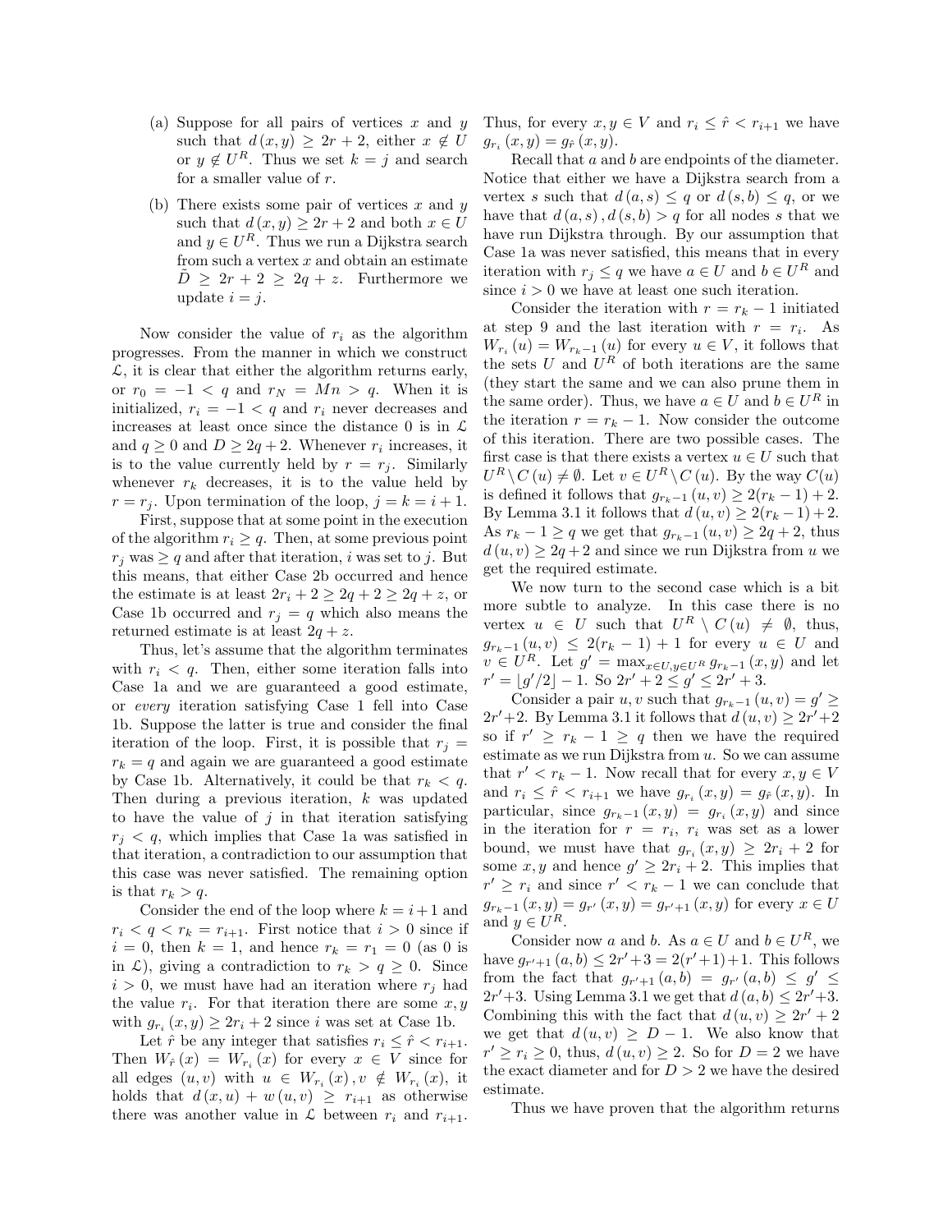(a) Suppose for all pairs of vertices $x$ and $y$ such that $d(x, y) \geq 2r + 2$, either $x \notin U$ or $y \notin U^R$. Thus we set $k = j$ and search for a smaller value of $r$.

(b) There exists some pair of vertices $x$ and $y$ such that $d(x, y) \geq 2r + 2$ and both $x \in U$ and $y \in U^R$. Thus we run a Dijkstra search from such a vertex $x$ and obtain an estimate $\tilde{D} \geq 2r + 2 \geq 2q + z$. Furthermore we update $i = j$.

Now consider the value of $r_i$ as the algorithm progresses. From the manner in which we construct $\mathcal{L}$, it is clear that either the algorithm returns early, or $r_0 = -1 < q$ and $r_N = Mn > q$. When it is initialized, $r_i = -1 < q$ and $r_i$ never decreases and increases at least once since the distance 0 is in $\mathcal{L}$ and $q \geq 0$ and $D \geq 2q + 2$. Whenever $r_i$ increases, it is to the value currently held by $r = r_j$. Similarly whenever $r_k$ decreases, it is to the value held by $r = r_j$. Upon termination of the loop, $j = k = i + 1$.

First, suppose that at some point in the execution of the algorithm $r_i \geq q$. Then, at some previous point $r_j$ was $\geq q$ and after that iteration, $i$ was set to $j$. But this means, that either Case 2b occurred and hence the estimate is at least $2r_i + 2 \geq 2q + 2 \geq 2q + z$, or Case 1b occurred and $r_j = q$ which also means the returned estimate is at least $2q + z$.

Thus, let's assume that the algorithm terminates with $r_i < q$. Then, either some iteration falls into Case 1a and we are guaranteed a good estimate, or *every* iteration satisfying Case 1 fell into Case 1b. Suppose the latter is true and consider the final iteration of the loop. First, it is possible that $r_j = r_k = q$ and again we are guaranteed a good estimate by Case 1b. Alternatively, it could be that $r_k < q$. Then during a previous iteration, $k$ was updated to have the value of $j$ in that iteration satisfying $r_j < q$, which implies that Case 1a was satisfied in that iteration, a contradiction to our assumption that this case was never satisfied. The remaining option is that $r_k > q$.

Consider the end of the loop where $k = i+1$ and $r_i < q < r_k = r_{i+1}$. First notice that $i > 0$ since if $i = 0$, then $k = 1$, and hence $r_k = r_1 = 0$ (as 0 is in $\mathcal{L}$), giving a contradiction to $r_k > q \geq 0$. Since $i > 0$, we must have had an iteration where $r_j$ had the value $r_i$. For that iteration there are some $x, y$ with $g_{r_i}(x, y) \geq 2r_i + 2$ since $i$ was set at Case 1b.

Let $\hat{r}$ be any integer that satisfies $r_i \leq \hat{r} < r_{i+1}$. Then $W_{\hat{r}}(x) = W_{r_i}(x)$ for every $x \in V$ since for all edges $(u, v)$ with $u \in W_{r_i}(x), v \notin W_{r_i}(x)$, it holds that $d(x, u) + w(u, v) \geq r_{i+1}$ as otherwise there was another value in $\mathcal{L}$ between $r_i$ and $r_{i+1}$. Thus, for every $x, y \in V$ and $r_i \leq \hat{r} < r_{i+1}$ we have $g_{r_i}(x, y) = g_{\hat{r}}(x, y)$.

Recall that $a$ and $b$ are endpoints of the diameter. Notice that either we have a Dijkstra search from a vertex $s$ such that $d(a, s) \leq q$ or $d(s, b) \leq q$, or we have that $d(a, s), d(s, b) > q$ for all nodes $s$ that we have run Dijkstra through. By our assumption that Case 1a was never satisfied, this means that in every iteration with $r_j \leq q$ we have $a \in U$ and $b \in U^R$ and since $i > 0$ we have at least one such iteration.

Consider the iteration with $r = r_k - 1$ initiated at step 9 and the last iteration with $r = r_i$. As $W_{r_i}(u) = W_{r_k - 1}(u)$ for every $u \in V$, it follows that the sets $U$ and $U^R$ of both iterations are the same (they start the same and we can also prune them in the same order). Thus, we have $a \in U$ and $b \in U^R$ in the iteration $r = r_k - 1$. Now consider the outcome of this iteration. There are two possible cases. The first case is that there exists a vertex $u \in U$ such that $U^R \setminus C(u) \neq \emptyset$. Let $v \in U^R \setminus C(u)$. By the way $C(u)$ is defined it follows that $g_{r_k - 1}(u, v) \geq 2(r_k - 1) + 2$. By Lemma 3.1 it follows that $d(u, v) \geq 2(r_k - 1) + 2$. As $r_k - 1 \geq q$ we get that $g_{r_k - 1}(u, v) \geq 2q + 2$, thus $d(u, v) \geq 2q + 2$ and since we run Dijkstra from $u$ we get the required estimate.

We now turn to the second case which is a bit more subtle to analyze. In this case there is no vertex $u \in U$ such that $U^R \setminus C(u) \neq \emptyset$, thus, $g_{r_k - 1}(u, v) \leq 2(r_k - 1) + 1$ for every $u \in U$ and $v \in U^R$. Let $g' = \max_{x \in U, y \in U^R} g_{r_k - 1}(x, y)$ and let $r' = \lfloor g'/2 \rfloor - 1$. So $2r' + 2 \leq g' \leq 2r' + 3$.

Consider a pair $u, v$ such that $g_{r_k - 1}(u, v) = g' \geq 2r' + 2$. By Lemma 3.1 it follows that $d(u, v) \geq 2r' + 2$ so if $r' \geq r_k - 1 \geq q$ then we have the required estimate as we run Dijkstra from $u$. So we can assume that $r' < r_k - 1$. Now recall that for every $x, y \in V$ and $r_i \leq \hat{r} < r_{i+1}$ we have $g_{r_i}(x, y) = g_{\hat{r}}(x, y)$. In particular, since $g_{r_k - 1}(x, y) = g_{r_i}(x, y)$ and since in the iteration for $r = r_i$, $r_i$ was set as a lower bound, we must have that $g_{r_i}(x, y) \geq 2r_i + 2$ for some $x, y$ and hence $g' \geq 2r_i + 2$. This implies that $r' \geq r_i$ and since $r' < r_k - 1$ we can conclude that $g_{r_k - 1}(x, y) = g_{r'}(x, y) = g_{r'+1}(x, y)$ for every $x \in U$ and $y \in U^R$.

Consider now $a$ and $b$. As $a \in U$ and $b \in U^R$, we have $g_{r'+1}(a, b) \leq 2r' + 3 = 2(r' + 1) + 1$. This follows from the fact that $g_{r'+1}(a, b) = g_{r'}(a, b) \leq g' \leq 2r' + 3$. Using Lemma 3.1 we get that $d(a, b) \leq 2r' + 3$. Combining this with the fact that $d(u, v) \geq 2r' + 2$ we get that $d(u, v) \geq D - 1$. We also know that $r' \geq r_i \geq 0$, thus, $d(u, v) \geq 2$. So for $D = 2$ we have the exact diameter and for $D > 2$ we have the desired estimate.

Thus we have proven that the algorithm returns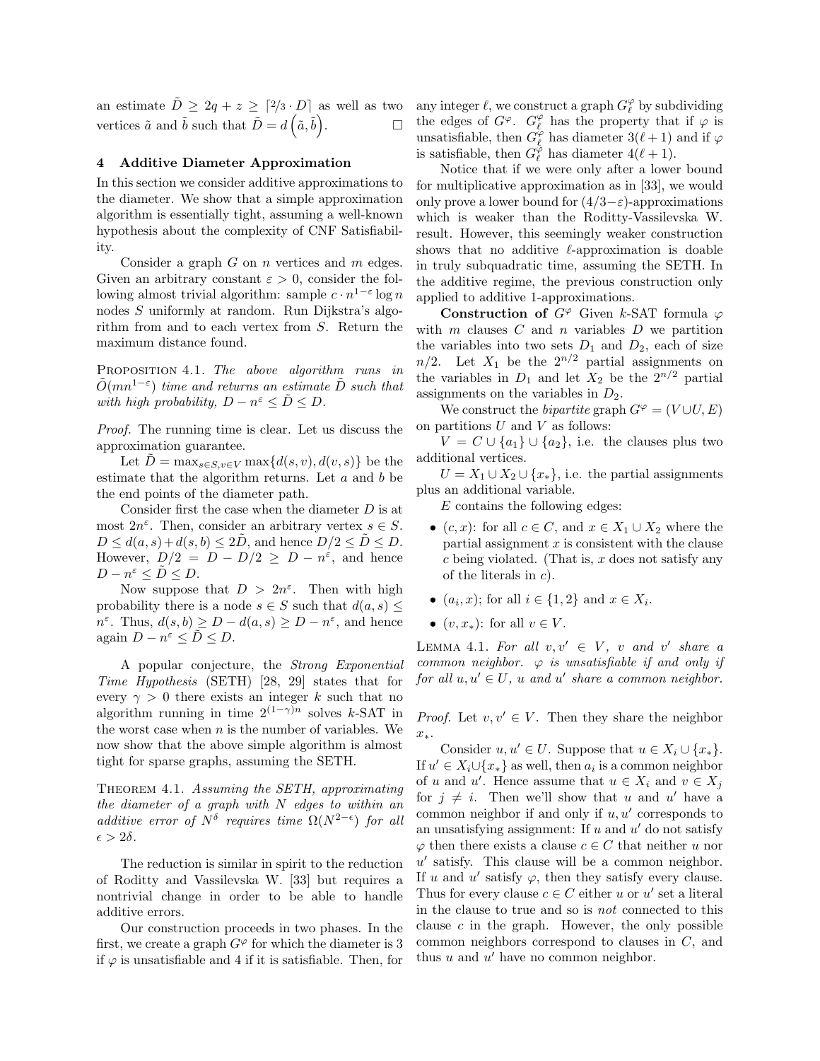an estimate $\tilde{D} \geq 2q + z \geq \lceil 2/3 \cdot D \rceil$ as well as two vertices $\tilde{a}$ and $\tilde{b}$ such that $\tilde{D} = d\left(\tilde{a}, \tilde{b}\right)$. $\square$

## 4 Additive Diameter Approximation

In this section we consider additive approximations to the diameter. We show that a simple approximation algorithm is essentially tight, assuming a well-known hypothesis about the complexity of CNF Satisfiability.

Consider a graph $G$ on $n$ vertices and $m$ edges. Given an arbitrary constant $\varepsilon > 0$, consider the following almost trivial algorithm: sample $c \cdot n^{1-\varepsilon} \log n$ nodes $S$ uniformly at random. Run Dijkstra's algorithm from and to each vertex from $S$. Return the maximum distance found.

Proposition 4.1. *The above algorithm runs in $\tilde{O}(mn^{1-\varepsilon})$ time and returns an estimate $\tilde{D}$ such that with high probability, $D - n^{\varepsilon} \leq \tilde{D} \leq D$.*

*Proof.* The running time is clear. Let us discuss the approximation guarantee.

Let $\tilde{D} = \max_{s \in S, v \in V} \max\{d(s,v), d(v,s)\}$ be the estimate that the algorithm returns. Let $a$ and $b$ be the end points of the diameter path.

Consider first the case when the diameter $D$ is at most $2n^{\varepsilon}$. Then, consider an arbitrary vertex $s \in S$. $D \leq d(a,s) + d(s,b) \leq 2\tilde{D}$, and hence $D/2 \leq \tilde{D} \leq D$. However, $D/2 = D - D/2 \geq D - n^{\varepsilon}$, and hence $D - n^{\varepsilon} \leq \tilde{D} \leq D$.

Now suppose that $D > 2n^{\varepsilon}$. Then with high probability there is a node $s \in S$ such that $d(a,s) \leq n^{\varepsilon}$. Thus, $d(s,b) \geq D - d(a,s) \geq D - n^{\varepsilon}$, and hence again $D - n^{\varepsilon} \leq \tilde{D} \leq D$.

A popular conjecture, the *Strong Exponential Time Hypothesis* (SETH) [28, 29] states that for every $\gamma > 0$ there exists an integer $k$ such that no algorithm running in time $2^{(1-\gamma)n}$ solves $k$-SAT in the worst case when $n$ is the number of variables. We now show that the above simple algorithm is almost tight for sparse graphs, assuming the SETH.

Theorem 4.1. *Assuming the SETH, approximating the diameter of a graph with $N$ edges to within an additive error of $N^{\delta}$ requires time $\Omega(N^{2-\epsilon})$ for all $\epsilon > 2\delta$.*

The reduction is similar in spirit to the reduction of Roditty and Vassilevska W. [33] but requires a nontrivial change in order to be able to handle additive errors.

Our construction proceeds in two phases. In the first, we create a graph $G^{\varphi}$ for which the diameter is 3 if $\varphi$ is unsatisfiable and 4 if it is satisfiable. Then, for any integer $\ell$, we construct a graph $G^{\varphi}_{\ell}$ by subdividing the edges of $G^{\varphi}$. $G^{\varphi}_{\ell}$ has the property that if $\varphi$ is unsatisfiable, then $G^{\varphi}_{\ell}$ has diameter $3(\ell+1)$ and if $\varphi$ is satisfiable, then $G^{\varphi}_{\ell}$ has diameter $4(\ell+1)$.

Notice that if we were only after a lower bound for multiplicative approximation as in [33], we would only prove a lower bound for $(4/3 - \varepsilon)$-approximations which is weaker than the Roditty-Vassilevska W. result. However, this seemingly weaker construction shows that no additive $\ell$-approximation is doable in truly subquadratic time, assuming the SETH. In the additive regime, the previous construction only applied to additive 1-approximations.

**Construction of $G^{\varphi}$** Given $k$-SAT formula $\varphi$ with $m$ clauses $C$ and $n$ variables $D$ we partition the variables into two sets $D_1$ and $D_2$, each of size $n/2$. Let $X_1$ be the $2^{n/2}$ partial assignments on the variables in $D_1$ and let $X_2$ be the $2^{n/2}$ partial assignments on the variables in $D_2$.

We construct the *bipartite* graph $G^{\varphi} = (V \cup U, E)$ on partitions $U$ and $V$ as follows:

$V = C \cup \{a_1\} \cup \{a_2\}$, i.e. the clauses plus two additional vertices.

$U = X_1 \cup X_2 \cup \{x_*\}$, i.e. the partial assignments plus an additional variable.

$E$ contains the following edges:

- $(c, x)$: for all $c \in C$, and $x \in X_1 \cup X_2$ where the partial assignment $x$ is consistent with the clause $c$ being violated. (That is, $x$ does not satisfy any of the literals in $c$).
- $(a_i, x)$; for all $i \in \{1, 2\}$ and $x \in X_i$.
- $(v, x_*)$: for all $v \in V$.

Lemma 4.1. *For all $v, v' \in V$, $v$ and $v'$ share a common neighbor. $\varphi$ is unsatisfiable if and only if for all $u, u' \in U$, $u$ and $u'$ share a common neighbor.*

*Proof.* Let $v, v' \in V$. Then they share the neighbor $x_*$.

Consider $u, u' \in U$. Suppose that $u \in X_i \cup \{x_*\}$. If $u' \in X_i \cup \{x_*\}$ as well, then $a_i$ is a common neighbor of $u$ and $u'$. Hence assume that $u \in X_i$ and $v \in X_j$ for $j \neq i$. Then we'll show that $u$ and $u'$ have a common neighbor if and only if $u, u'$ corresponds to an unsatisfying assignment: If $u$ and $u'$ do not satisfy $\varphi$ then there exists a clause $c \in C$ that neither $u$ nor $u'$ satisfy. This clause will be a common neighbor. If $u$ and $u'$ satisfy $\varphi$, then they satisfy every clause. Thus for every clause $c \in C$ either $u$ or $u'$ set a literal in the clause to true and so is *not* connected to this clause $c$ in the graph. However, the only possible common neighbors correspond to clauses in $C$, and thus $u$ and $u'$ have no common neighbor.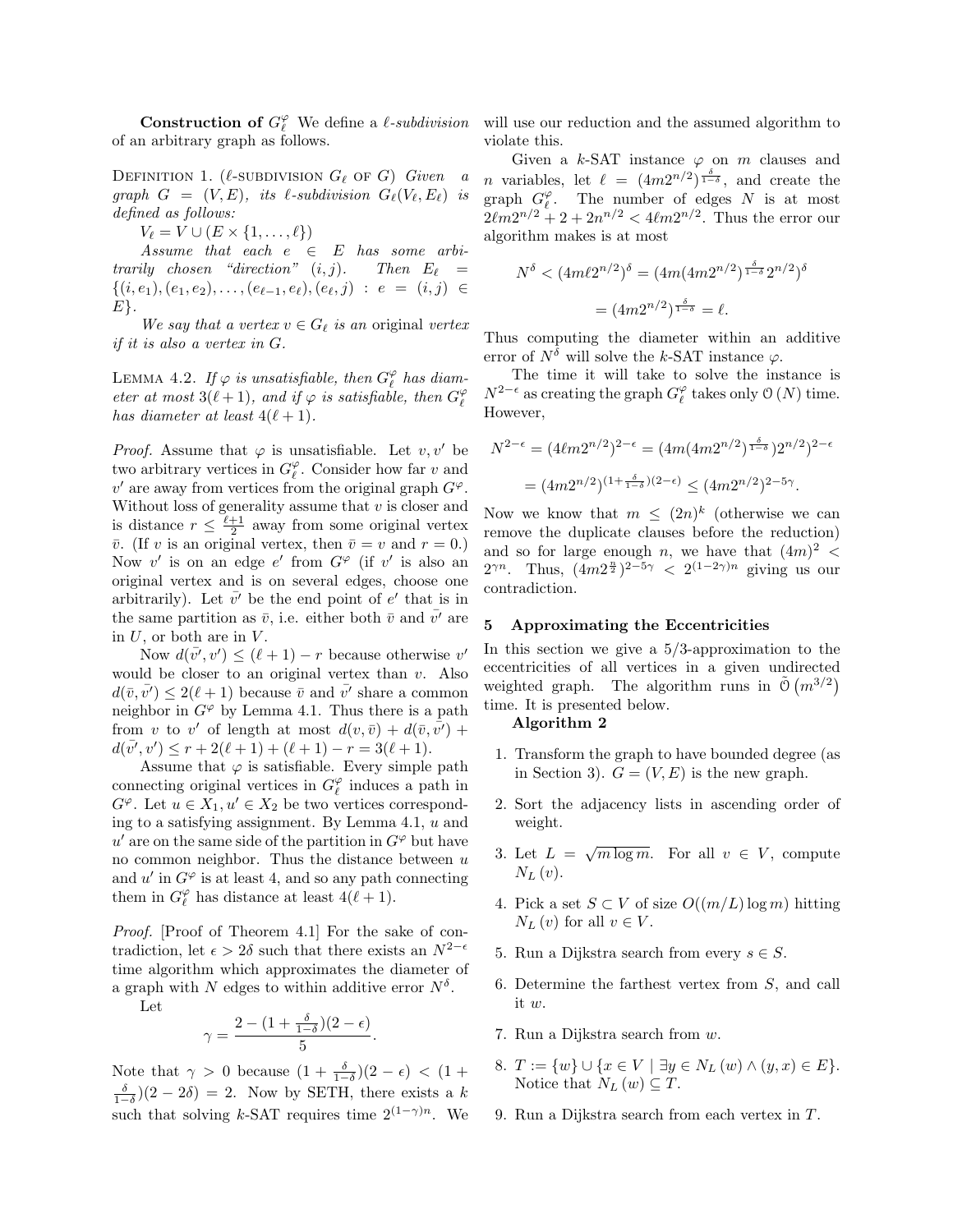**Construction of $G^\varphi_\ell$** We define a $\ell$-*subdivision* of an arbitrary graph as follows.

Definition 1. ($\ell$-subdivision $G_\ell$ of $G$) *Given a graph $G = (V, E)$, its $\ell$-subdivision $G_\ell(V_\ell, E_\ell)$ is defined as follows:*

$V_\ell = V \cup (E \times \{1, \dots, \ell\})$

*Assume that each $e \in E$ has some arbitrarily chosen "direction" $(i, j)$. Then $E_\ell = \{(i, e_1), (e_1, e_2), \dots, (e_{\ell-1}, e_\ell), (e_\ell, j) : e = (i, j) \in E\}$.*

*We say that a vertex $v \in G_\ell$ is an* original vertex *if it is also a vertex in $G$.*

Lemma 4.2. *If $\varphi$ is unsatisfiable, then $G^\varphi_\ell$ has diameter at most $3(\ell+1)$, and if $\varphi$ is satisfiable, then $G^\varphi_\ell$ has diameter at least $4(\ell+1)$.*

*Proof.* Assume that $\varphi$ is unsatisfiable. Let $v, v'$ be two arbitrary vertices in $G^\varphi_\ell$. Consider how far $v$ and $v'$ are away from vertices from the original graph $G^\varphi$. Without loss of generality assume that $v$ is closer and is distance $r \le \frac{\ell+1}{2}$ away from some original vertex $\bar{v}$. (If $v$ is an original vertex, then $\bar{v} = v$ and $r = 0$.) Now $v'$ is on an edge $e'$ from $G^\varphi$ (if $v'$ is also an original vertex and is on several edges, choose one arbitrarily). Let $\bar{v'}$ be the end point of $e'$ that is in the same partition as $\bar{v}$, i.e. either both $\bar{v}$ and $\bar{v'}$ are in $U$, or both are in $V$.

Now $d(\bar{v'}, v') \le (\ell+1) - r$ because otherwise $v'$ would be closer to an original vertex than $v$. Also $d(\bar{v}, \bar{v'}) \le 2(\ell+1)$ because $\bar{v}$ and $\bar{v'}$ share a common neighbor in $G^\varphi$ by Lemma 4.1. Thus there is a path from $v$ to $v'$ of length at most $d(v, \bar{v}) + d(\bar{v}, \bar{v'}) + d(\bar{v'}, v') \le r + 2(\ell+1) + (\ell+1) - r = 3(\ell+1)$.

Assume that $\varphi$ is satisfiable. Every simple path connecting original vertices in $G^\varphi_\ell$ induces a path in $G^\varphi$. Let $u \in X_1, u' \in X_2$ be two vertices corresponding to a satisfying assignment. By Lemma 4.1, $u$ and $u'$ are on the same side of the partition in $G^\varphi$ but have no common neighbor. Thus the distance between $u$ and $u'$ in $G^\varphi$ is at least 4, and so any path connecting them in $G^\varphi_\ell$ has distance at least $4(\ell+1)$.

*Proof.* [Proof of Theorem 4.1] For the sake of contradiction, let $\epsilon > 2\delta$ such that there exists an $N^{2-\epsilon}$ time algorithm which approximates the diameter of a graph with $N$ edges to within additive error $N^\delta$.

Let

$$\gamma = \frac{2 - (1 + \frac{\delta}{1-\delta})(2-\epsilon)}{5}.$$

Note that $\gamma > 0$ because $(1 + \frac{\delta}{1-\delta})(2-\epsilon) < (1 + \frac{\delta}{1-\delta})(2 - 2\delta) = 2$. Now by SETH, there exists a $k$ such that solving $k$-SAT requires time $2^{(1-\gamma)n}$. We will use our reduction and the assumed algorithm to violate this.

Given a $k$-SAT instance $\varphi$ on $m$ clauses and $n$ variables, let $\ell = (4m2^{n/2})^{\frac{\delta}{1-\delta}}$, and create the graph $G^\varphi_\ell$. The number of edges $N$ is at most $2\ell m 2^{n/2} + 2 + 2n^{n/2} < 4\ell m 2^{n/2}$. Thus the error our algorithm makes is at most

$$N^\delta < (4m\ell 2^{n/2})^\delta = (4m(4m2^{n/2})^{\frac{\delta}{1-\delta}} 2^{n/2})^\delta$$

$$= (4m2^{n/2})^{\frac{\delta}{1-\delta}} = \ell.$$

Thus computing the diameter within an additive error of $N^\delta$ will solve the $k$-SAT instance $\varphi$.

The time it will take to solve the instance is $N^{2-\epsilon}$ as creating the graph $G^\varphi_\ell$ takes only $\mathcal{O}(N)$ time. However,

$$N^{2-\epsilon} = (4\ell m 2^{n/2})^{2-\epsilon} = (4m(4m2^{n/2})^{\frac{\delta}{1-\delta}})2^{n/2})^{2-\epsilon}$$

$$= (4m2^{n/2})^{(1+\frac{\delta}{1-\delta})(2-\epsilon)} \le (4m2^{n/2})^{2-5\gamma}.$$

Now we know that $m \le (2n)^k$ (otherwise we can remove the duplicate clauses before the reduction) and so for large enough $n$, we have that $(4m)^2 < 2^{\gamma n}$. Thus, $(4m2^{\frac{n}{2}})^{2-5\gamma} < 2^{(1-2\gamma)n}$ giving us our contradiction.

## 5 Approximating the Eccentricities

In this section we give a 5/3-approximation to the eccentricities of all vertices in a given undirected weighted graph. The algorithm runs in $\tilde{\mathcal{O}}(m^{3/2})$ time. It is presented below.

**Algorithm 2**

1. Transform the graph to have bounded degree (as in Section 3). $G = (V, E)$ is the new graph.
2. Sort the adjacency lists in ascending order of weight.
3. Let $L = \sqrt{m \log m}$. For all $v \in V$, compute $N_L(v)$.
4. Pick a set $S \subset V$ of size $O((m/L) \log m)$ hitting $N_L(v)$ for all $v \in V$.
5. Run a Dijkstra search from every $s \in S$.
6. Determine the farthest vertex from $S$, and call it $w$.
7. Run a Dijkstra search from $w$.
8. $T := \{w\} \cup \{x \in V \mid \exists y \in N_L(w) \wedge (y, x) \in E\}$. Notice that $N_L(w) \subseteq T$.
9. Run a Dijkstra search from each vertex in $T$.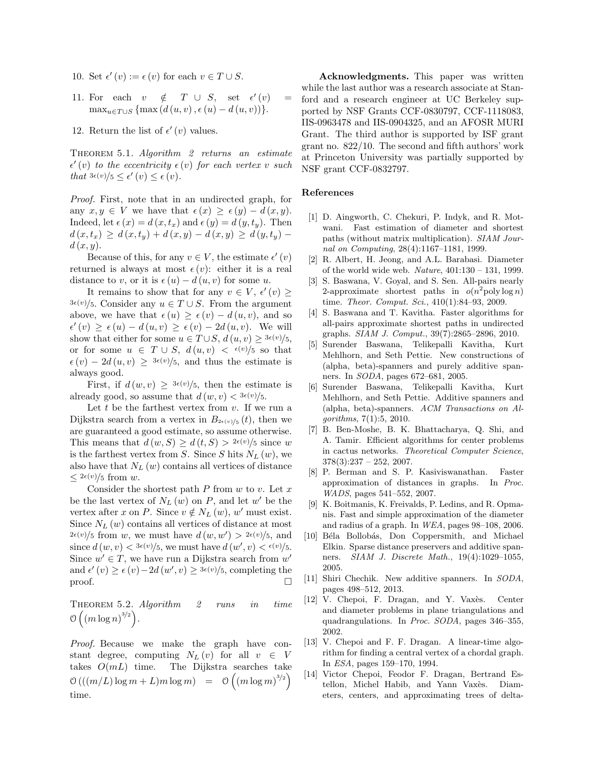10. Set $\epsilon'(v) := \epsilon(v)$ for each $v \in T \cup S$.

11. For each $v \notin T \cup S$, set $\epsilon'(v) = \max_{u \in T \cup S} \{\max(d(u,v), \epsilon(u) - d(u,v))\}$.

12. Return the list of $\epsilon'(v)$ values.

Theorem 5.1. *Algorithm 2 returns an estimate $\epsilon'(v)$ to the eccentricity $\epsilon(v)$ for each vertex $v$ such that $3\epsilon(v)/5 \leq \epsilon'(v) \leq \epsilon(v)$.*

*Proof.* First, note that in an undirected graph, for any $x, y \in V$ we have that $\epsilon(x) \geq \epsilon(y) - d(x,y)$. Indeed, let $\epsilon(x) = d(x, t_x)$ and $\epsilon(y) = d(y, t_y)$. Then $d(x, t_x) \geq d(x, t_y) + d(x,y) - d(x,y) \geq d(y, t_y) - d(x,y)$.

Because of this, for any $v \in V$, the estimate $\epsilon'(v)$ returned is always at most $\epsilon(v)$: either it is a real distance to $v$, or it is $\epsilon(u) - d(u,v)$ for some $u$.

It remains to show that for any $v \in V$, $\epsilon'(v) \geq 3\epsilon(v)/5$. Consider any $u \in T \cup S$. From the argument above, we have that $\epsilon(u) \geq \epsilon(v) - d(u,v)$, and so $\epsilon'(v) \geq \epsilon(u) - d(u,v) \geq \epsilon(v) - 2d(u,v)$. We will show that either for some $u \in T \cup S$, $d(u,v) \geq 3\epsilon(v)/5$, or for some $u \in T \cup S$, $d(u,v) < \epsilon(v)/5$ so that $\epsilon(v) - 2d(u,v) \geq 3\epsilon(v)/5$, and thus the estimate is always good.

First, if $d(w,v) \geq 3\epsilon(v)/5$, then the estimate is already good, so assume that $d(w,v) < 3\epsilon(v)/5$.

Let $t$ be the farthest vertex from $v$. If we run a Dijkstra search from a vertex in $B_{2\epsilon(v)/5}(t)$, then we are guaranteed a good estimate, so assume otherwise. This means that $d(w,S) \geq d(t,S) > 2\epsilon(v)/5$ since $w$ is the farthest vertex from $S$. Since $S$ hits $N_L(w)$, we also have that $N_L(w)$ contains all vertices of distance $\leq 2\epsilon(v)/5$ from $w$.

Consider the shortest path $P$ from $w$ to $v$. Let $x$ be the last vertex of $N_L(w)$ on $P$, and let $w'$ be the vertex after $x$ on $P$. Since $v \notin N_L(w)$, $w'$ must exist. Since $N_L(w)$ contains all vertices of distance at most $2\epsilon(v)/5$ from $w$, we must have $d(w,w') > 2\epsilon(v)/5$, and since $d(w,v) < 3\epsilon(v)/5$, we must have $d(w',v) < \epsilon(v)/5$. Since $w' \in T$, we have run a Dijkstra search from $w'$ and $\epsilon'(v) \geq \epsilon(v) - 2d(w',v) \geq 3\epsilon(v)/5$, completing the proof. □

Theorem 5.2. *Algorithm 2 runs in time $\mathcal{O}\left((m \log n)^{3/2}\right)$.*

*Proof.* Because we make the graph have constant degree, computing $N_L(v)$ for all $v \in V$ takes $O(mL)$ time. The Dijkstra searches take $\mathcal{O}\left(((m/L)\log m + L)m \log m\right) = \mathcal{O}\left((m \log m)^{3/2}\right)$ time.

**Acknowledgments.** This paper was written while the last author was a research associate at Stanford and a research engineer at UC Berkeley supported by NSF Grants CCF-0830797, CCF-1118083, IIS-0963478 and IIS-0904325, and an AFOSR MURI Grant. The third author is supported by ISF grant grant no. 822/10. The second and fifth authors' work at Princeton University was partially supported by NSF grant CCF-0832797.

## References

[1] D. Aingworth, C. Chekuri, P. Indyk, and R. Motwani. Fast estimation of diameter and shortest paths (without matrix multiplication). *SIAM Journal on Computing*, 28(4):1167–1181, 1999.

[2] R. Albert, H. Jeong, and A.L. Barabasi. Diameter of the world wide web. *Nature*, 401:130 – 131, 1999.

[3] S. Baswana, V. Goyal, and S. Sen. All-pairs nearly 2-approximate shortest paths in $o(n^2 \text{poly} \log n)$ time. *Theor. Comput. Sci.*, 410(1):84–93, 2009.

[4] S. Baswana and T. Kavitha. Faster algorithms for all-pairs approximate shortest paths in undirected graphs. *SIAM J. Comput.*, 39(7):2865–2896, 2010.

[5] Surender Baswana, Telikepalli Kavitha, Kurt Mehlhorn, and Seth Pettie. New constructions of (alpha, beta)-spanners and purely additive spanners. In *SODA*, pages 672–681, 2005.

[6] Surender Baswana, Telikepalli Kavitha, Kurt Mehlhorn, and Seth Pettie. Additive spanners and (alpha, beta)-spanners. *ACM Transactions on Algorithms*, 7(1):5, 2010.

[7] B. Ben-Moshe, B. K. Bhattacharya, Q. Shi, and A. Tamir. Efficient algorithms for center problems in cactus networks. *Theoretical Computer Science*, 378(3):237 – 252, 2007.

[8] P. Berman and S. P. Kasiviswanathan. Faster approximation of distances in graphs. In *Proc. WADS*, pages 541–552, 2007.

[9] K. Boitmanis, K. Freivalds, P. Ledins, and R. Opmanis. Fast and simple approximation of the diameter and radius of a graph. In *WEA*, pages 98–108, 2006.

[10] Béla Bollobás, Don Coppersmith, and Michael Elkin. Sparse distance preservers and additive spanners. *SIAM J. Discrete Math.*, 19(4):1029–1055, 2005.

[11] Shiri Chechik. New additive spanners. In *SODA*, pages 498–512, 2013.

[12] V. Chepoi, F. Dragan, and Y. Vaxès. Center and diameter problems in plane triangulations and quadrangulations. In *Proc. SODA*, pages 346–355, 2002.

[13] V. Chepoi and F. F. Dragan. A linear-time algorithm for finding a central vertex of a chordal graph. In *ESA*, pages 159–170, 1994.

[14] Victor Chepoi, Feodor F. Dragan, Bertrand Estellon, Michel Habib, and Yann Vaxès. Diameters, centers, and approximating trees of delta-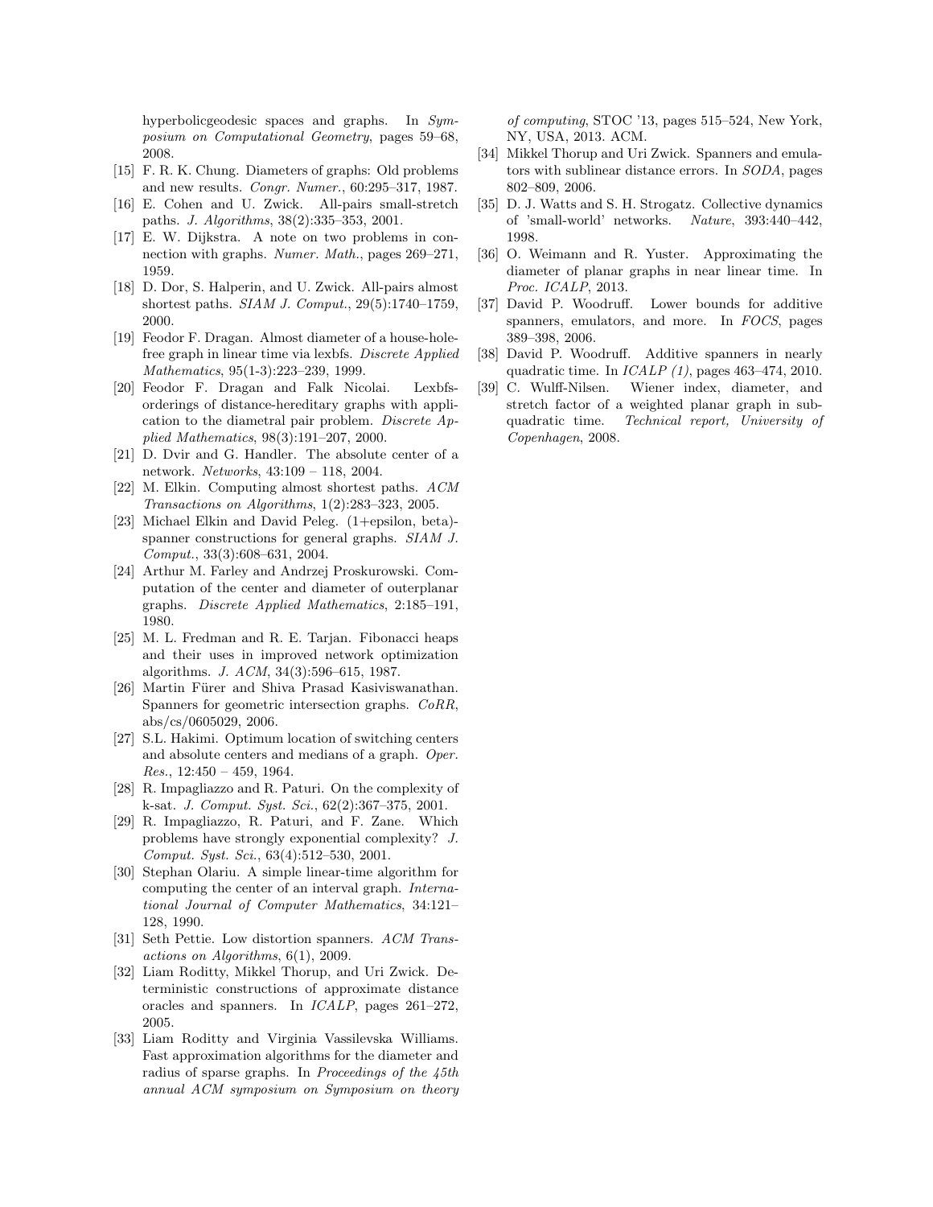hyperbolicgeodesic spaces and graphs. In *Symposium on Computational Geometry*, pages 59–68, 2008.

[15] F. R. K. Chung. Diameters of graphs: Old problems and new results. *Congr. Numer.*, 60:295–317, 1987.

[16] E. Cohen and U. Zwick. All-pairs small-stretch paths. *J. Algorithms*, 38(2):335–353, 2001.

[17] E. W. Dijkstra. A note on two problems in connection with graphs. *Numer. Math.*, pages 269–271, 1959.

[18] D. Dor, S. Halperin, and U. Zwick. All-pairs almost shortest paths. *SIAM J. Comput.*, 29(5):1740–1759, 2000.

[19] Feodor F. Dragan. Almost diameter of a house-hole-free graph in linear time via lexbfs. *Discrete Applied Mathematics*, 95(1-3):223–239, 1999.

[20] Feodor F. Dragan and Falk Nicolai. Lexbfs-orderings of distance-hereditary graphs with application to the diametral pair problem. *Discrete Applied Mathematics*, 98(3):191–207, 2000.

[21] D. Dvir and G. Handler. The absolute center of a network. *Networks*, 43:109 – 118, 2004.

[22] M. Elkin. Computing almost shortest paths. *ACM Transactions on Algorithms*, 1(2):283–323, 2005.

[23] Michael Elkin and David Peleg. (1+epsilon, beta)-spanner constructions for general graphs. *SIAM J. Comput.*, 33(3):608–631, 2004.

[24] Arthur M. Farley and Andrzej Proskurowski. Computation of the center and diameter of outerplanar graphs. *Discrete Applied Mathematics*, 2:185–191, 1980.

[25] M. L. Fredman and R. E. Tarjan. Fibonacci heaps and their uses in improved network optimization algorithms. *J. ACM*, 34(3):596–615, 1987.

[26] Martin Fürer and Shiva Prasad Kasiviswanathan. Spanners for geometric intersection graphs. *CoRR*, abs/cs/0605029, 2006.

[27] S.L. Hakimi. Optimum location of switching centers and absolute centers and medians of a graph. *Oper. Res.*, 12:450 – 459, 1964.

[28] R. Impagliazzo and R. Paturi. On the complexity of k-sat. *J. Comput. Syst. Sci.*, 62(2):367–375, 2001.

[29] R. Impagliazzo, R. Paturi, and F. Zane. Which problems have strongly exponential complexity? *J. Comput. Syst. Sci.*, 63(4):512–530, 2001.

[30] Stephan Olariu. A simple linear-time algorithm for computing the center of an interval graph. *International Journal of Computer Mathematics*, 34:121–128, 1990.

[31] Seth Pettie. Low distortion spanners. *ACM Transactions on Algorithms*, 6(1), 2009.

[32] Liam Roditty, Mikkel Thorup, and Uri Zwick. Deterministic constructions of approximate distance oracles and spanners. In *ICALP*, pages 261–272, 2005.

[33] Liam Roditty and Virginia Vassilevska Williams. Fast approximation algorithms for the diameter and radius of sparse graphs. In *Proceedings of the 45th annual ACM symposium on Symposium on theory of computing*, STOC '13, pages 515–524, New York, NY, USA, 2013. ACM.

[34] Mikkel Thorup and Uri Zwick. Spanners and emulators with sublinear distance errors. In *SODA*, pages 802–809, 2006.

[35] D. J. Watts and S. H. Strogatz. Collective dynamics of 'small-world' networks. *Nature*, 393:440–442, 1998.

[36] O. Weimann and R. Yuster. Approximating the diameter of planar graphs in near linear time. In *Proc. ICALP*, 2013.

[37] David P. Woodruff. Lower bounds for additive spanners, emulators, and more. In *FOCS*, pages 389–398, 2006.

[38] David P. Woodruff. Additive spanners in nearly quadratic time. In *ICALP (1)*, pages 463–474, 2010.

[39] C. Wulff-Nilsen. Wiener index, diameter, and stretch factor of a weighted planar graph in subquadratic time. *Technical report, University of Copenhagen*, 2008.